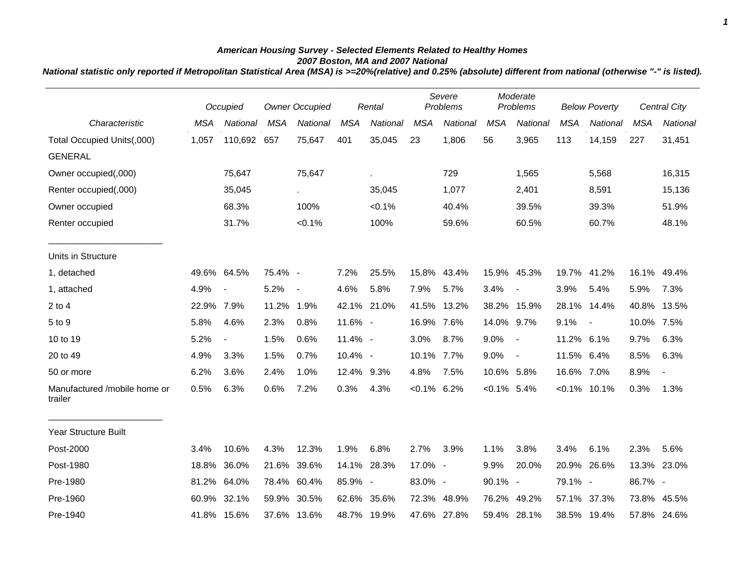***American Housing Survey - Selected Elements Related to Healthy Homes***
***2007 Boston, MA and 2007 National***
***National statistic only reported if Metropolitan Statistical Area (MSA) is >=20%(relative) and 0.25% (absolute) different from national (otherwise "-" is listed).***

| | *Occupied* | | *Owner Occupied* | | *Rental* | | *Severe Problems* | | *Moderate Problems* | | *Below Poverty* | | *Central City* | |
|---|---|---|---|---|---|---|---|---|---|---|---|---|---|---|
| *Characteristic* | *MSA* | *National* | *MSA* | *National* | *MSA* | *National* | *MSA* | *National* | *MSA* | *National* | *MSA* | *National* | *MSA* | *National* |
| Total Occupied Units(,000) | 1,057 | 110,692 | 657 | 75,647 | 401 | 35,045 | 23 | 1,806 | 56 | 3,965 | 113 | 14,159 | 227 | 31,451 |
| GENERAL | | | | | | | | | | | | | | |
| Owner occupied(,000) | | 75,647 | | 75,647 | | . | | 729 | | 1,565 | | 5,568 | | 16,315 |
| Renter occupied(,000) | | 35,045 | | . | | 35,045 | | 1,077 | | 2,401 | | 8,591 | | 15,136 |
| Owner occupied | | 68.3% | | 100% | | <0.1% | | 40.4% | | 39.5% | | 39.3% | | 51.9% |
| Renter occupied | | 31.7% | | <0.1% | | 100% | | 59.6% | | 60.5% | | 60.7% | | 48.1% |
| Units in Structure | | | | | | | | | | | | | | |
| 1, detached | 49.6% | 64.5% | 75.4% | - | 7.2% | 25.5% | 15.8% | 43.4% | 15.9% | 45.3% | 19.7% | 41.2% | 16.1% | 49.4% |
| 1, attached | 4.9% | - | 5.2% | - | 4.6% | 5.8% | 7.9% | 5.7% | 3.4% | - | 3.9% | 5.4% | 5.9% | 7.3% |
| 2 to 4 | 22.9% | 7.9% | 11.2% | 1.9% | 42.1% | 21.0% | 41.5% | 13.2% | 38.2% | 15.9% | 28.1% | 14.4% | 40.8% | 13.5% |
| 5 to 9 | 5.8% | 4.6% | 2.3% | 0.8% | 11.6% | - | 16.9% | 7.6% | 14.0% | 9.7% | 9.1% | - | 10.0% | 7.5% |
| 10 to 19 | 5.2% | - | 1.5% | 0.6% | 11.4% | - | 3.0% | 8.7% | 9.0% | - | 11.2% | 6.1% | 9.7% | 6.3% |
| 20 to 49 | 4.9% | 3.3% | 1.5% | 0.7% | 10.4% | - | 10.1% | 7.7% | 9.0% | - | 11.5% | 6.4% | 8.5% | 6.3% |
| 50 or more | 6.2% | 3.6% | 2.4% | 1.0% | 12.4% | 9.3% | 4.8% | 7.5% | 10.6% | 5.8% | 16.6% | 7.0% | 8.9% | - |
| Manufactured /mobile home or trailer | 0.5% | 6.3% | 0.6% | 7.2% | 0.3% | 4.3% | <0.1% | 6.2% | <0.1% | 5.4% | <0.1% | 10.1% | 0.3% | 1.3% |
| Year Structure Built | | | | | | | | | | | | | | |
| Post-2000 | 3.4% | 10.6% | 4.3% | 12.3% | 1.9% | 6.8% | 2.7% | 3.9% | 1.1% | 3.8% | 3.4% | 6.1% | 2.3% | 5.6% |
| Post-1980 | 18.8% | 36.0% | 21.6% | 39.6% | 14.1% | 28.3% | 17.0% | - | 9.9% | 20.0% | 20.9% | 26.6% | 13.3% | 23.0% |
| Pre-1980 | 81.2% | 64.0% | 78.4% | 60.4% | 85.9% | - | 83.0% | - | 90.1% | - | 79.1% | - | 86.7% | - |
| Pre-1960 | 60.9% | 32.1% | 59.9% | 30.5% | 62.6% | 35.6% | 72.3% | 48.9% | 76.2% | 49.2% | 57.1% | 37.3% | 73.8% | 45.5% |
| Pre-1940 | 41.8% | 15.6% | 37.6% | 13.6% | 48.7% | 19.9% | 47.6% | 27.8% | 59.4% | 28.1% | 38.5% | 19.4% | 57.8% | 24.6% |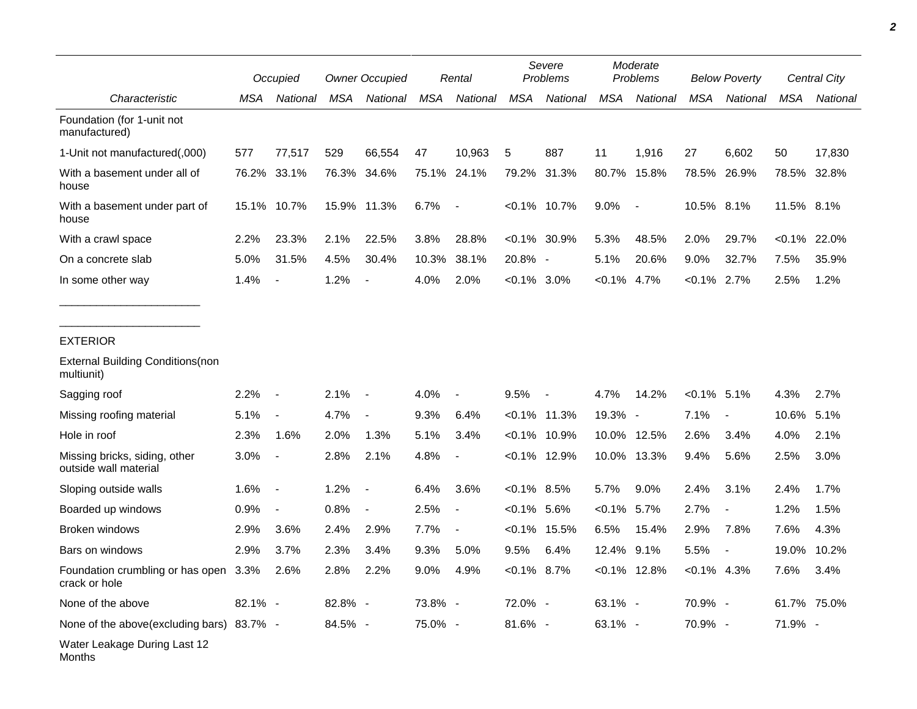| | Occupied | | Owner Occupied | | Rental | | Severe Problems | | Moderate Problems | | Below Poverty | | Central City | |
|---|---|---|---|---|---|---|---|---|---|---|---|---|---|---|
| Characteristic | MSA | National | MSA | National | MSA | National | MSA | National | MSA | National | MSA | National | MSA | National |
| Foundation (for 1-unit not manufactured) | | | | | | | | | | | | | | |
| 1-Unit not manufactured(,000) | 577 | 77,517 | 529 | 66,554 | 47 | 10,963 | 5 | 887 | 11 | 1,916 | 27 | 6,602 | 50 | 17,830 |
| With a basement under all of house | 76.2% | 33.1% | 76.3% | 34.6% | 75.1% | 24.1% | 79.2% | 31.3% | 80.7% | 15.8% | 78.5% | 26.9% | 78.5% | 32.8% |
| With a basement under part of house | 15.1% | 10.7% | 15.9% | 11.3% | 6.7% | - | <0.1% | 10.7% | 9.0% | - | 10.5% | 8.1% | 11.5% | 8.1% |
| With a crawl space | 2.2% | 23.3% | 2.1% | 22.5% | 3.8% | 28.8% | <0.1% | 30.9% | 5.3% | 48.5% | 2.0% | 29.7% | <0.1% | 22.0% |
| On a concrete slab | 5.0% | 31.5% | 4.5% | 30.4% | 10.3% | 38.1% | 20.8% | - | 5.1% | 20.6% | 9.0% | 32.7% | 7.5% | 35.9% |
| In some other way | 1.4% | - | 1.2% | - | 4.0% | 2.0% | <0.1% | 3.0% | <0.1% | 4.7% | <0.1% | 2.7% | 2.5% | 1.2% |
| ________________________ | | | | | | | | | | | | | | |
| ________________________ | | | | | | | | | | | | | | |
| EXTERIOR | | | | | | | | | | | | | | |
| External Building Conditions(non multiunit) | | | | | | | | | | | | | | |
| Sagging roof | 2.2% | - | 2.1% | - | 4.0% | - | 9.5% | - | 4.7% | 14.2% | <0.1% | 5.1% | 4.3% | 2.7% |
| Missing roofing material | 5.1% | - | 4.7% | - | 9.3% | 6.4% | <0.1% | 11.3% | 19.3% | - | 7.1% | - | 10.6% | 5.1% |
| Hole in roof | 2.3% | 1.6% | 2.0% | 1.3% | 5.1% | 3.4% | <0.1% | 10.9% | 10.0% | 12.5% | 2.6% | 3.4% | 4.0% | 2.1% |
| Missing bricks, siding, other outside wall material | 3.0% | - | 2.8% | 2.1% | 4.8% | - | <0.1% | 12.9% | 10.0% | 13.3% | 9.4% | 5.6% | 2.5% | 3.0% |
| Sloping outside walls | 1.6% | - | 1.2% | - | 6.4% | 3.6% | <0.1% | 8.5% | 5.7% | 9.0% | 2.4% | 3.1% | 2.4% | 1.7% |
| Boarded up windows | 0.9% | - | 0.8% | - | 2.5% | - | <0.1% | 5.6% | <0.1% | 5.7% | 2.7% | - | 1.2% | 1.5% |
| Broken windows | 2.9% | 3.6% | 2.4% | 2.9% | 7.7% | - | <0.1% | 15.5% | 6.5% | 15.4% | 2.9% | 7.8% | 7.6% | 4.3% |
| Bars on windows | 2.9% | 3.7% | 2.3% | 3.4% | 9.3% | 5.0% | 9.5% | 6.4% | 12.4% | 9.1% | 5.5% | - | 19.0% | 10.2% |
| Foundation crumbling or has open crack or hole | 3.3% | 2.6% | 2.8% | 2.2% | 9.0% | 4.9% | <0.1% | 8.7% | <0.1% | 12.8% | <0.1% | 4.3% | 7.6% | 3.4% |
| None of the above | 82.1% | - | 82.8% | - | 73.8% | - | 72.0% | - | 63.1% | - | 70.9% | - | 61.7% | 75.0% |
| None of the above(excluding bars) | 83.7% | - | 84.5% | - | 75.0% | - | 81.6% | - | 63.1% | - | 70.9% | - | 71.9% | - |
| Water Leakage During Last 12 Months | | | | | | | | | | | | | | |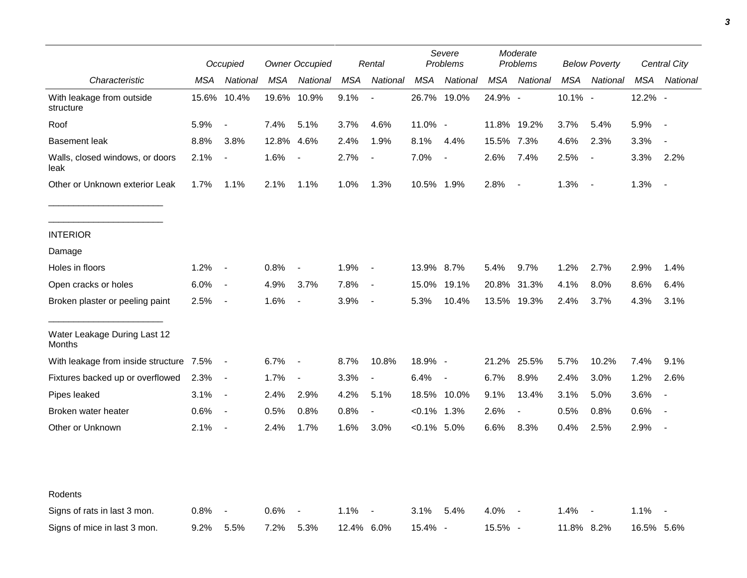| Characteristic | Occupied | | Owner Occupied | | Rental | | Severe Problems | | Moderate Problems | | Below Poverty | | Central City | |
|---|---|---|---|---|---|---|---|---|---|---|---|---|---|---|
| | MSA | National | MSA | National | MSA | National | MSA | National | MSA | National | MSA | National | MSA | National |
| With leakage from outside structure | 15.6% | 10.4% | 19.6% | 10.9% | 9.1% | - | 26.7% | 19.0% | 24.9% | - | 10.1% | - | 12.2% | - |
| Roof | 5.9% | - | 7.4% | 5.1% | 3.7% | 4.6% | 11.0% | - | 11.8% | 19.2% | 3.7% | 5.4% | 5.9% | - |
| Basement leak | 8.8% | 3.8% | 12.8% | 4.6% | 2.4% | 1.9% | 8.1% | 4.4% | 15.5% | 7.3% | 4.6% | 2.3% | 3.3% | - |
| Walls, closed windows, or doors leak | 2.1% | - | 1.6% | - | 2.7% | - | 7.0% | - | 2.6% | 7.4% | 2.5% | - | 3.3% | 2.2% |
| Other or Unknown exterior Leak | 1.7% | 1.1% | 2.1% | 1.1% | 1.0% | 1.3% | 10.5% | 1.9% | 2.8% | - | 1.3% | - | 1.3% | - |
| INTERIOR | | | | | | | | | | | | | | |
| Damage | | | | | | | | | | | | | | |
| Holes in floors | 1.2% | - | 0.8% | - | 1.9% | - | 13.9% | 8.7% | 5.4% | 9.7% | 1.2% | 2.7% | 2.9% | 1.4% |
| Open cracks or holes | 6.0% | - | 4.9% | 3.7% | 7.8% | - | 15.0% | 19.1% | 20.8% | 31.3% | 4.1% | 8.0% | 8.6% | 6.4% |
| Broken plaster or peeling paint | 2.5% | - | 1.6% | - | 3.9% | - | 5.3% | 10.4% | 13.5% | 19.3% | 2.4% | 3.7% | 4.3% | 3.1% |
| Water Leakage During Last 12 Months | | | | | | | | | | | | | | |
| With leakage from inside structure | 7.5% | - | 6.7% | - | 8.7% | 10.8% | 18.9% | - | 21.2% | 25.5% | 5.7% | 10.2% | 7.4% | 9.1% |
| Fixtures backed up or overflowed | 2.3% | - | 1.7% | - | 3.3% | - | 6.4% | - | 6.7% | 8.9% | 2.4% | 3.0% | 1.2% | 2.6% |
| Pipes leaked | 3.1% | - | 2.4% | 2.9% | 4.2% | 5.1% | 18.5% | 10.0% | 9.1% | 13.4% | 3.1% | 5.0% | 3.6% | - |
| Broken water heater | 0.6% | - | 0.5% | 0.8% | 0.8% | - | <0.1% | 1.3% | 2.6% | - | 0.5% | 0.8% | 0.6% | - |
| Other or Unknown | 2.1% | - | 2.4% | 1.7% | 1.6% | 3.0% | <0.1% | 5.0% | 6.6% | 8.3% | 0.4% | 2.5% | 2.9% | - |
| Rodents | | | | | | | | | | | | | | |
| Signs of rats in last 3 mon. | 0.8% | - | 0.6% | - | 1.1% | - | 3.1% | 5.4% | 4.0% | - | 1.4% | - | 1.1% | - |
| Signs of mice in last 3 mon. | 9.2% | 5.5% | 7.2% | 5.3% | 12.4% | 6.0% | 15.4% | - | 15.5% | - | 11.8% | 8.2% | 16.5% | 5.6% |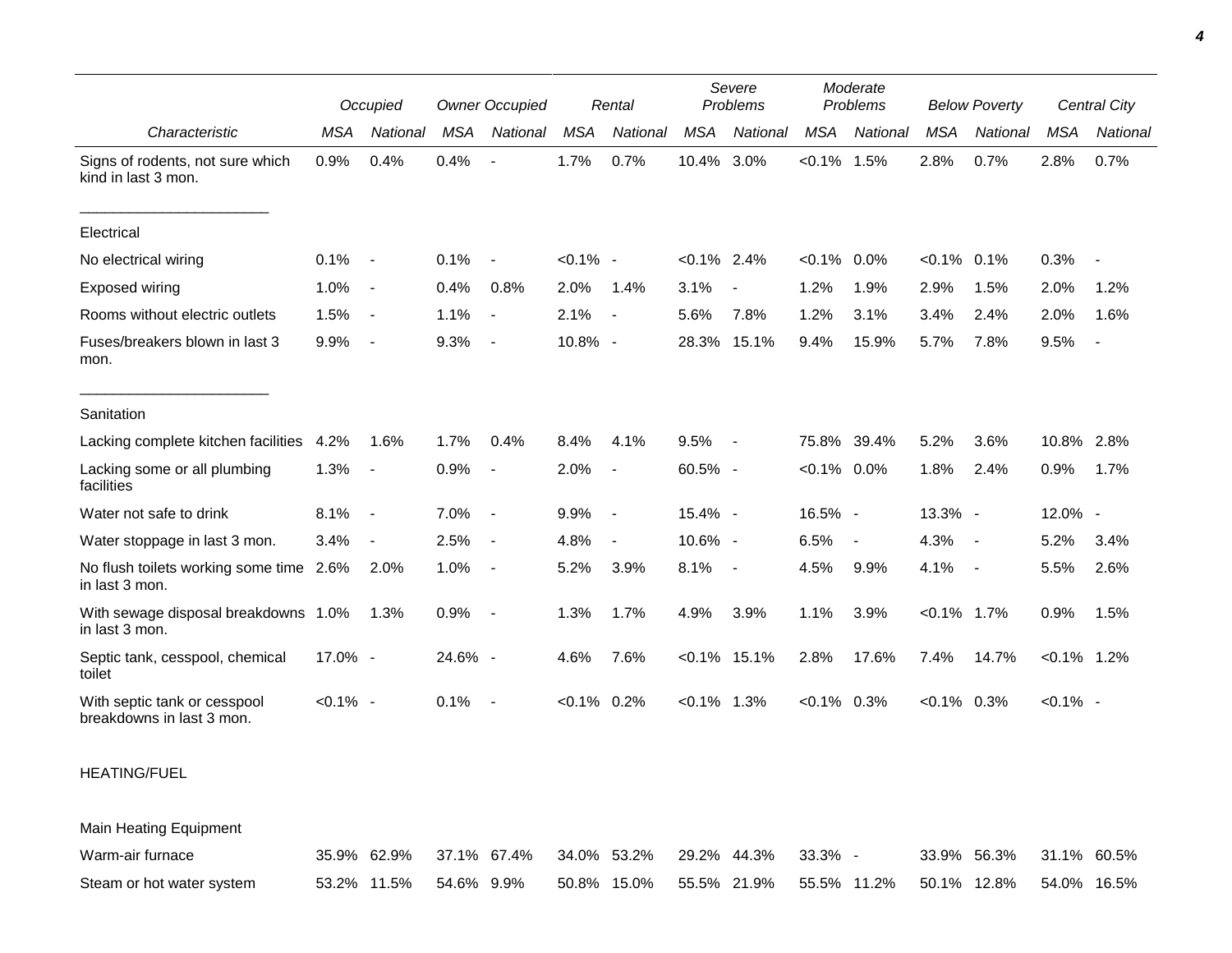| Characteristic | Occupied | | Owner Occupied | | Rental | | Severe Problems | | Moderate Problems | | Below Poverty | | Central City | |
|---|---|---|---|---|---|---|---|---|---|---|---|---|---|---|
| | MSA | National | MSA | National | MSA | National | MSA | National | MSA | National | MSA | National | MSA | National |
| Signs of rodents, not sure which kind in last 3 mon. | 0.9% | 0.4% | 0.4% | - | 1.7% | 0.7% | 10.4% | 3.0% | <0.1% | 1.5% | 2.8% | 0.7% | 2.8% | 0.7% |
| Electrical | | | | | | | | | | | | | | |
| No electrical wiring | 0.1% | - | 0.1% | - | <0.1% | - | <0.1% | 2.4% | <0.1% | 0.0% | <0.1% | 0.1% | 0.3% | - |
| Exposed wiring | 1.0% | - | 0.4% | 0.8% | 2.0% | 1.4% | 3.1% | - | 1.2% | 1.9% | 2.9% | 1.5% | 2.0% | 1.2% |
| Rooms without electric outlets | 1.5% | - | 1.1% | - | 2.1% | - | 5.6% | 7.8% | 1.2% | 3.1% | 3.4% | 2.4% | 2.0% | 1.6% |
| Fuses/breakers blown in last 3 mon. | 9.9% | - | 9.3% | - | 10.8% | - | 28.3% | 15.1% | 9.4% | 15.9% | 5.7% | 7.8% | 9.5% | - |
| Sanitation | | | | | | | | | | | | | | |
| Lacking complete kitchen facilities | 4.2% | 1.6% | 1.7% | 0.4% | 8.4% | 4.1% | 9.5% | - | 75.8% | 39.4% | 5.2% | 3.6% | 10.8% | 2.8% |
| Lacking some or all plumbing facilities | 1.3% | - | 0.9% | - | 2.0% | - | 60.5% | - | <0.1% | 0.0% | 1.8% | 2.4% | 0.9% | 1.7% |
| Water not safe to drink | 8.1% | - | 7.0% | - | 9.9% | - | 15.4% | - | 16.5% | - | 13.3% | - | 12.0% | - |
| Water stoppage in last 3 mon. | 3.4% | - | 2.5% | - | 4.8% | - | 10.6% | - | 6.5% | - | 4.3% | - | 5.2% | 3.4% |
| No flush toilets working some time in last 3 mon. | 2.6% | 2.0% | 1.0% | - | 5.2% | 3.9% | 8.1% | - | 4.5% | 9.9% | 4.1% | - | 5.5% | 2.6% |
| With sewage disposal breakdowns in last 3 mon. | 1.0% | 1.3% | 0.9% | - | 1.3% | 1.7% | 4.9% | 3.9% | 1.1% | 3.9% | <0.1% | 1.7% | 0.9% | 1.5% |
| Septic tank, cesspool, chemical toilet | 17.0% | - | 24.6% | - | 4.6% | 7.6% | <0.1% | 15.1% | 2.8% | 17.6% | 7.4% | 14.7% | <0.1% | 1.2% |
| With septic tank or cesspool breakdowns in last 3 mon. | <0.1% | - | 0.1% | - | <0.1% | 0.2% | <0.1% | 1.3% | <0.1% | 0.3% | <0.1% | 0.3% | <0.1% | - |
| HEATING/FUEL | | | | | | | | | | | | | | |
| Main Heating Equipment | | | | | | | | | | | | | | |
| Warm-air furnace | 35.9% | 62.9% | 37.1% | 67.4% | 34.0% | 53.2% | 29.2% | 44.3% | 33.3% | - | 33.9% | 56.3% | 31.1% | 60.5% |
| Steam or hot water system | 53.2% | 11.5% | 54.6% | 9.9% | 50.8% | 15.0% | 55.5% | 21.9% | 55.5% | 11.2% | 50.1% | 12.8% | 54.0% | 16.5% |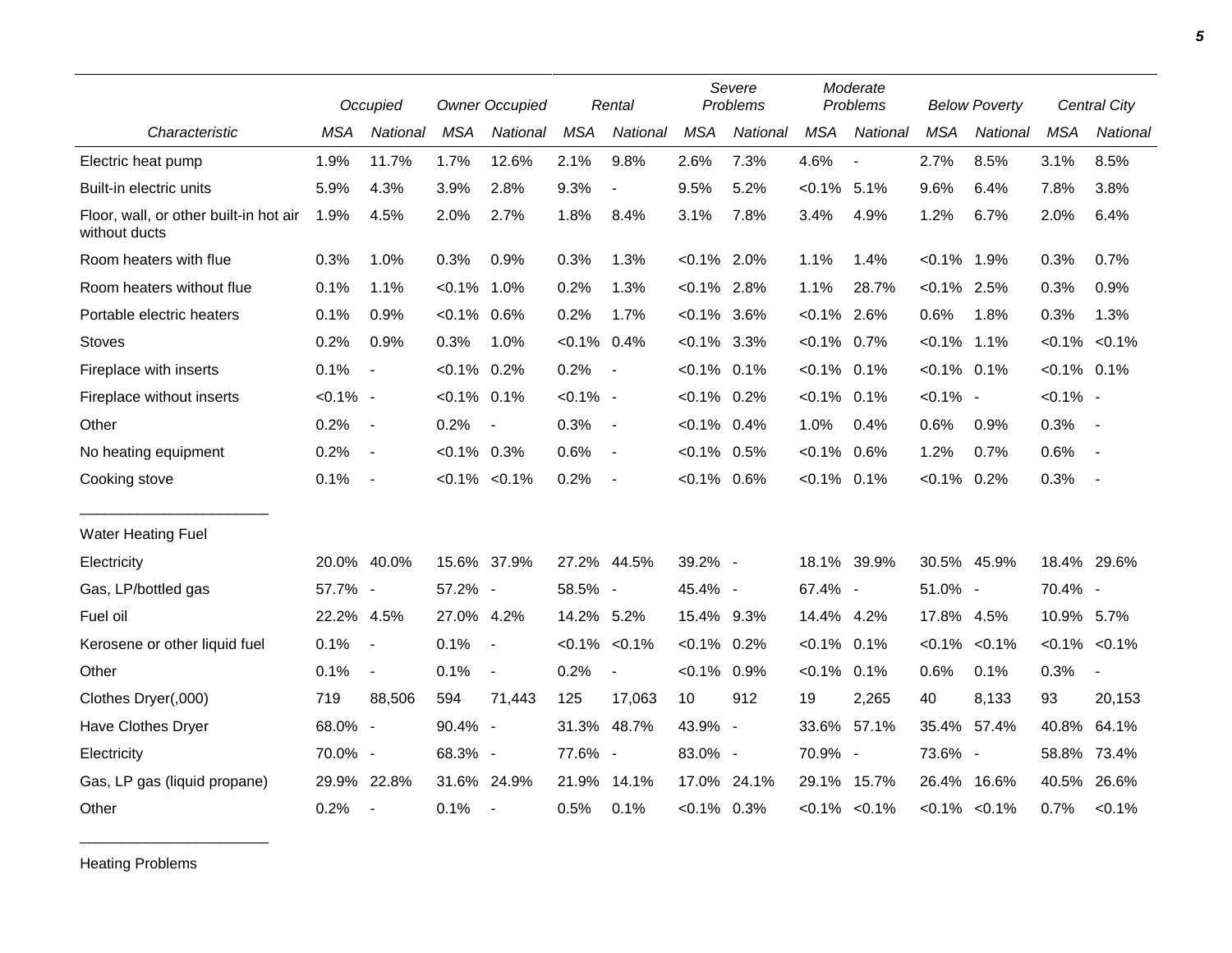| | Occupied | | Owner Occupied | | Rental | | Severe Problems | | Moderate Problems | | Below Poverty | | Central City | |
|---|---|---|---|---|---|---|---|---|---|---|---|---|---|---|
| *Characteristic* | *MSA* | *National* | *MSA* | *National* | *MSA* | *National* | *MSA* | *National* | *MSA* | *National* | *MSA* | *National* | *MSA* | *National* |
| Electric heat pump | 1.9% | 11.7% | 1.7% | 12.6% | 2.1% | 9.8% | 2.6% | 7.3% | 4.6% | - | 2.7% | 8.5% | 3.1% | 8.5% |
| Built-in electric units | 5.9% | 4.3% | 3.9% | 2.8% | 9.3% | - | 9.5% | 5.2% | <0.1% | 5.1% | 9.6% | 6.4% | 7.8% | 3.8% |
| Floor, wall, or other built-in hot air without ducts | 1.9% | 4.5% | 2.0% | 2.7% | 1.8% | 8.4% | 3.1% | 7.8% | 3.4% | 4.9% | 1.2% | 6.7% | 2.0% | 6.4% |
| Room heaters with flue | 0.3% | 1.0% | 0.3% | 0.9% | 0.3% | 1.3% | <0.1% | 2.0% | 1.1% | 1.4% | <0.1% | 1.9% | 0.3% | 0.7% |
| Room heaters without flue | 0.1% | 1.1% | <0.1% | 1.0% | 0.2% | 1.3% | <0.1% | 2.8% | 1.1% | 28.7% | <0.1% | 2.5% | 0.3% | 0.9% |
| Portable electric heaters | 0.1% | 0.9% | <0.1% | 0.6% | 0.2% | 1.7% | <0.1% | 3.6% | <0.1% | 2.6% | 0.6% | 1.8% | 0.3% | 1.3% |
| Stoves | 0.2% | 0.9% | 0.3% | 1.0% | <0.1% | 0.4% | <0.1% | 3.3% | <0.1% | 0.7% | <0.1% | 1.1% | <0.1% | <0.1% |
| Fireplace with inserts | 0.1% | - | <0.1% | 0.2% | 0.2% | - | <0.1% | 0.1% | <0.1% | 0.1% | <0.1% | 0.1% | <0.1% | 0.1% |
| Fireplace without inserts | <0.1% | - | <0.1% | 0.1% | <0.1% | - | <0.1% | 0.2% | <0.1% | 0.1% | <0.1% | - | <0.1% | - |
| Other | 0.2% | - | 0.2% | - | 0.3% | - | <0.1% | 0.4% | 1.0% | 0.4% | 0.6% | 0.9% | 0.3% | - |
| No heating equipment | 0.2% | - | <0.1% | 0.3% | 0.6% | - | <0.1% | 0.5% | <0.1% | 0.6% | 1.2% | 0.7% | 0.6% | - |
| Cooking stove | 0.1% | - | <0.1% | <0.1% | 0.2% | - | <0.1% | 0.6% | <0.1% | 0.1% | <0.1% | 0.2% | 0.3% | - |
| **Water Heating Fuel** | | | | | | | | | | | | | | |
| Electricity | 20.0% | 40.0% | 15.6% | 37.9% | 27.2% | 44.5% | 39.2% | - | 18.1% | 39.9% | 30.5% | 45.9% | 18.4% | 29.6% |
| Gas, LP/bottled gas | 57.7% | - | 57.2% | - | 58.5% | - | 45.4% | - | 67.4% | - | 51.0% | - | 70.4% | - |
| Fuel oil | 22.2% | 4.5% | 27.0% | 4.2% | 14.2% | 5.2% | 15.4% | 9.3% | 14.4% | 4.2% | 17.8% | 4.5% | 10.9% | 5.7% |
| Kerosene or other liquid fuel | 0.1% | - | 0.1% | - | <0.1% | <0.1% | <0.1% | 0.2% | <0.1% | 0.1% | <0.1% | <0.1% | <0.1% | <0.1% |
| Other | 0.1% | - | 0.1% | - | 0.2% | - | <0.1% | 0.9% | <0.1% | 0.1% | 0.6% | 0.1% | 0.3% | - |
| Clothes Dryer(,000) | 719 | 88,506 | 594 | 71,443 | 125 | 17,063 | 10 | 912 | 19 | 2,265 | 40 | 8,133 | 93 | 20,153 |
| Have Clothes Dryer | 68.0% | - | 90.4% | - | 31.3% | 48.7% | 43.9% | - | 33.6% | 57.1% | 35.4% | 57.4% | 40.8% | 64.1% |
| Electricity | 70.0% | - | 68.3% | - | 77.6% | - | 83.0% | - | 70.9% | - | 73.6% | - | 58.8% | 73.4% |
| Gas, LP gas (liquid propane) | 29.9% | 22.8% | 31.6% | 24.9% | 21.9% | 14.1% | 17.0% | 24.1% | 29.1% | 15.7% | 26.4% | 16.6% | 40.5% | 26.6% |
| Other | 0.2% | - | 0.1% | - | 0.5% | 0.1% | <0.1% | 0.3% | <0.1% | <0.1% | <0.1% | <0.1% | 0.7% | <0.1% |

Heating Problems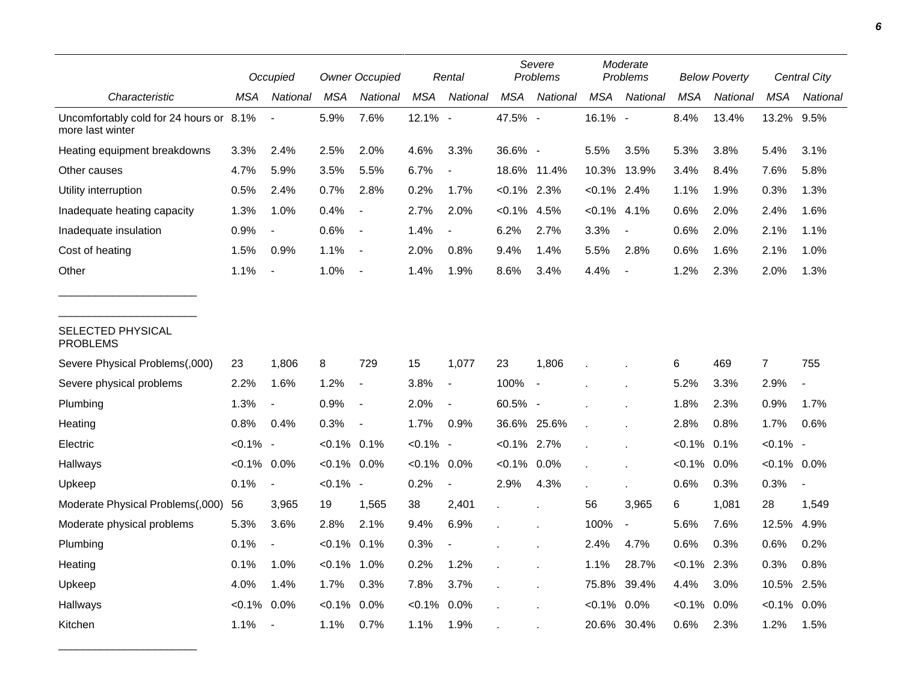| Characteristic | Occupied | | Owner Occupied | | Rental | | Severe Problems | | Moderate Problems | | Below Poverty | | Central City | |
|---|---|---|---|---|---|---|---|---|---|---|---|---|---|---|
| | MSA | National | MSA | National | MSA | National | MSA | National | MSA | National | MSA | National | MSA | National |
| Uncomfortably cold for 24 hours or more last winter | 8.1% | - | 5.9% | 7.6% | 12.1% | - | 47.5% | - | 16.1% | - | 8.4% | 13.4% | 13.2% | 9.5% |
| Heating equipment breakdowns | 3.3% | 2.4% | 2.5% | 2.0% | 4.6% | 3.3% | 36.6% | - | 5.5% | 3.5% | 5.3% | 3.8% | 5.4% | 3.1% |
| Other causes | 4.7% | 5.9% | 3.5% | 5.5% | 6.7% | - | 18.6% | 11.4% | 10.3% | 13.9% | 3.4% | 8.4% | 7.6% | 5.8% |
| Utility interruption | 0.5% | 2.4% | 0.7% | 2.8% | 0.2% | 1.7% | <0.1% | 2.3% | <0.1% | 2.4% | 1.1% | 1.9% | 0.3% | 1.3% |
| Inadequate heating capacity | 1.3% | 1.0% | 0.4% | - | 2.7% | 2.0% | <0.1% | 4.5% | <0.1% | 4.1% | 0.6% | 2.0% | 2.4% | 1.6% |
| Inadequate insulation | 0.9% | - | 0.6% | - | 1.4% | - | 6.2% | 2.7% | 3.3% | - | 0.6% | 2.0% | 2.1% | 1.1% |
| Cost of heating | 1.5% | 0.9% | 1.1% | - | 2.0% | 0.8% | 9.4% | 1.4% | 5.5% | 2.8% | 0.6% | 1.6% | 2.1% | 1.0% |
| Other | 1.1% | - | 1.0% | - | 1.4% | 1.9% | 8.6% | 3.4% | 4.4% | - | 1.2% | 2.3% | 2.0% | 1.3% |
| SELECTED PHYSICAL PROBLEMS | | | | | | | | | | | | | | |
| Severe Physical Problems(,000) | 23 | 1,806 | 8 | 729 | 15 | 1,077 | 23 | 1,806 | . | . | 6 | 469 | 7 | 755 |
| Severe physical problems | 2.2% | 1.6% | 1.2% | - | 3.8% | - | 100% | - | . | . | 5.2% | 3.3% | 2.9% | - |
| Plumbing | 1.3% | - | 0.9% | - | 2.0% | - | 60.5% | - | . | . | 1.8% | 2.3% | 0.9% | 1.7% |
| Heating | 0.8% | 0.4% | 0.3% | - | 1.7% | 0.9% | 36.6% | 25.6% | . | . | 2.8% | 0.8% | 1.7% | 0.6% |
| Electric | <0.1% | - | <0.1% | 0.1% | <0.1% | - | <0.1% | 2.7% | . | . | <0.1% | 0.1% | <0.1% | - |
| Hallways | <0.1% | 0.0% | <0.1% | 0.0% | <0.1% | 0.0% | <0.1% | 0.0% | . | . | <0.1% | 0.0% | <0.1% | 0.0% |
| Upkeep | 0.1% | - | <0.1% | - | 0.2% | - | 2.9% | 4.3% | . | . | 0.6% | 0.3% | 0.3% | - |
| Moderate Physical Problems(,000) | 56 | 3,965 | 19 | 1,565 | 38 | 2,401 | . | . | 56 | 3,965 | 6 | 1,081 | 28 | 1,549 |
| Moderate physical problems | 5.3% | 3.6% | 2.8% | 2.1% | 9.4% | 6.9% | . | . | 100% | - | 5.6% | 7.6% | 12.5% | 4.9% |
| Plumbing | 0.1% | - | <0.1% | 0.1% | 0.3% | - | . | . | 2.4% | 4.7% | 0.6% | 0.3% | 0.6% | 0.2% |
| Heating | 0.1% | 1.0% | <0.1% | 1.0% | 0.2% | 1.2% | . | . | 1.1% | 28.7% | <0.1% | 2.3% | 0.3% | 0.8% |
| Upkeep | 4.0% | 1.4% | 1.7% | 0.3% | 7.8% | 3.7% | . | . | 75.8% | 39.4% | 4.4% | 3.0% | 10.5% | 2.5% |
| Hallways | <0.1% | 0.0% | <0.1% | 0.0% | <0.1% | 0.0% | . | . | <0.1% | 0.0% | <0.1% | 0.0% | <0.1% | 0.0% |
| Kitchen | 1.1% | - | 1.1% | 0.7% | 1.1% | 1.9% | . | . | 20.6% | 30.4% | 0.6% | 2.3% | 1.2% | 1.5% |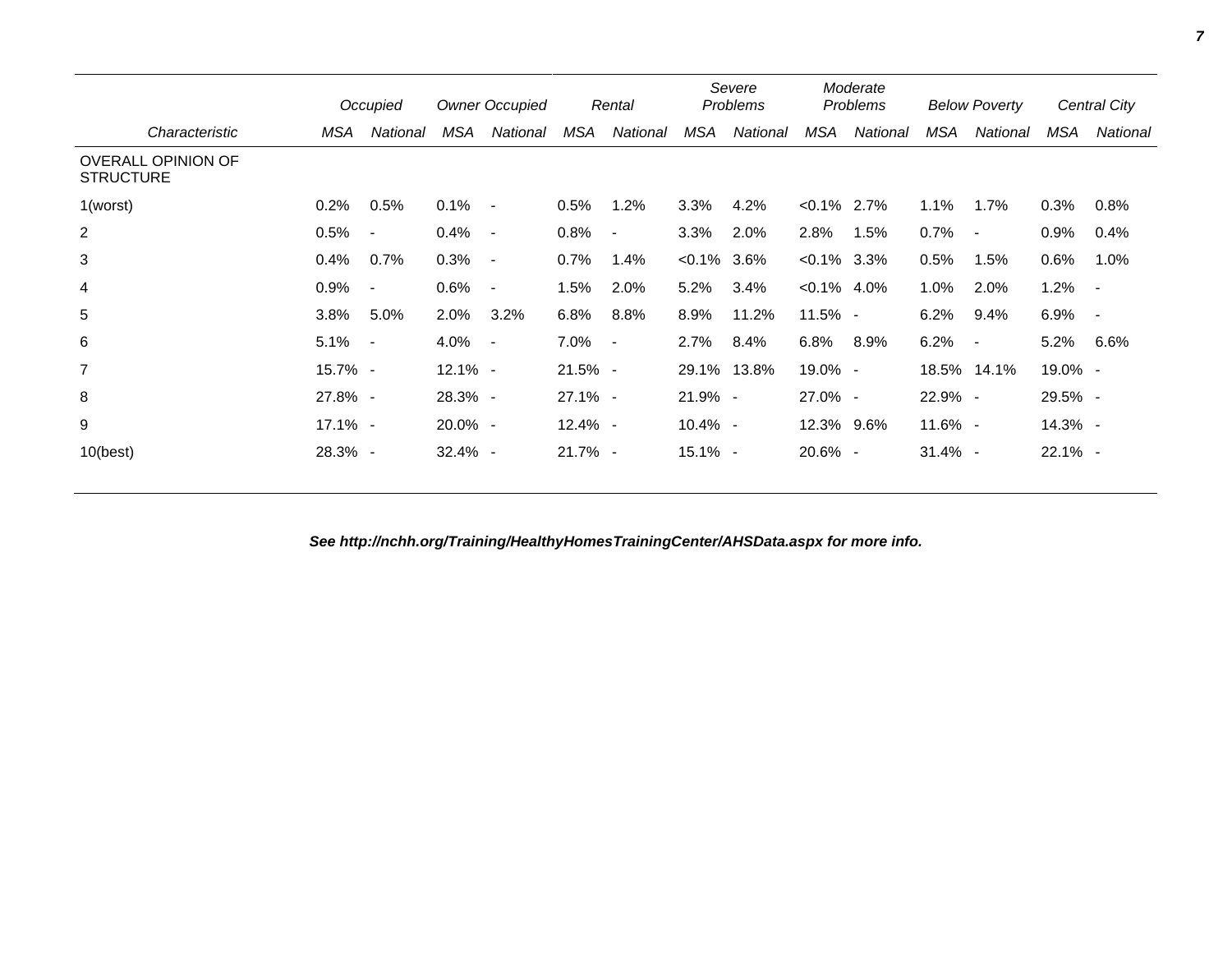| | Occupied | | Owner Occupied | | Rental | | Severe Problems | | Moderate Problems | | Below Poverty | | Central City | |
|---|---|---|---|---|---|---|---|---|---|---|---|---|---|---|
| *Characteristic* | *MSA* | *National* | *MSA* | *National* | *MSA* | *National* | *MSA* | *National* | *MSA* | *National* | *MSA* | *National* | *MSA* | *National* |
| OVERALL OPINION OF STRUCTURE | | | | | | | | | | | | | | |
| 1(worst) | 0.2% | 0.5% | 0.1% | - | 0.5% | 1.2% | 3.3% | 4.2% | <0.1% | 2.7% | 1.1% | 1.7% | 0.3% | 0.8% |
| 2 | 0.5% | - | 0.4% | - | 0.8% | - | 3.3% | 2.0% | 2.8% | 1.5% | 0.7% | - | 0.9% | 0.4% |
| 3 | 0.4% | 0.7% | 0.3% | - | 0.7% | 1.4% | <0.1% | 3.6% | <0.1% | 3.3% | 0.5% | 1.5% | 0.6% | 1.0% |
| 4 | 0.9% | - | 0.6% | - | 1.5% | 2.0% | 5.2% | 3.4% | <0.1% | 4.0% | 1.0% | 2.0% | 1.2% | - |
| 5 | 3.8% | 5.0% | 2.0% | 3.2% | 6.8% | 8.8% | 8.9% | 11.2% | 11.5% | - | 6.2% | 9.4% | 6.9% | - |
| 6 | 5.1% | - | 4.0% | - | 7.0% | - | 2.7% | 8.4% | 6.8% | 8.9% | 6.2% | - | 5.2% | 6.6% |
| 7 | 15.7% | - | 12.1% | - | 21.5% | - | 29.1% | 13.8% | 19.0% | - | 18.5% | 14.1% | 19.0% | - |
| 8 | 27.8% | - | 28.3% | - | 27.1% | - | 21.9% | - | 27.0% | - | 22.9% | - | 29.5% | - |
| 9 | 17.1% | - | 20.0% | - | 12.4% | - | 10.4% | - | 12.3% | 9.6% | 11.6% | - | 14.3% | - |
| 10(best) | 28.3% | - | 32.4% | - | 21.7% | - | 15.1% | - | 20.6% | - | 31.4% | - | 22.1% | - |

***See http://nchh.org/Training/HealthyHomesTrainingCenter/AHSData.aspx for more info.***